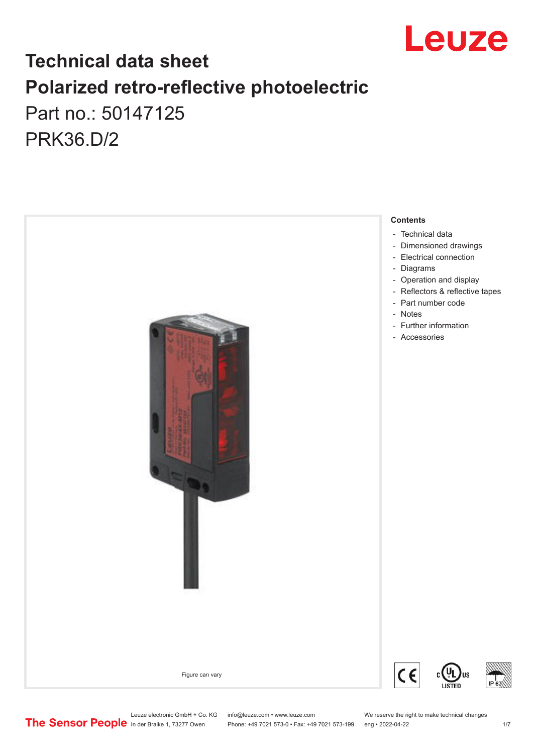# Technical data sheet
# Polarized retro-reflective photoelectric

Part no.: 50147125

PRK36.D/2

Figure can vary

**Contents**

- Technical data
- Dimensioned drawings
- Electrical connection
- Diagrams
- Operation and display
- Reflectors & reflective tapes
- Part number code
- Notes
- Further information
- Accessories

Leuze electronic GmbH + Co. KG
In der Braike 1, 73277 Owen

info@leuze.com • www.leuze.com
Phone: +49 7021 573-0 • Fax: +49 7021 573-199

We reserve the right to make technical changes
eng • 2022-04-22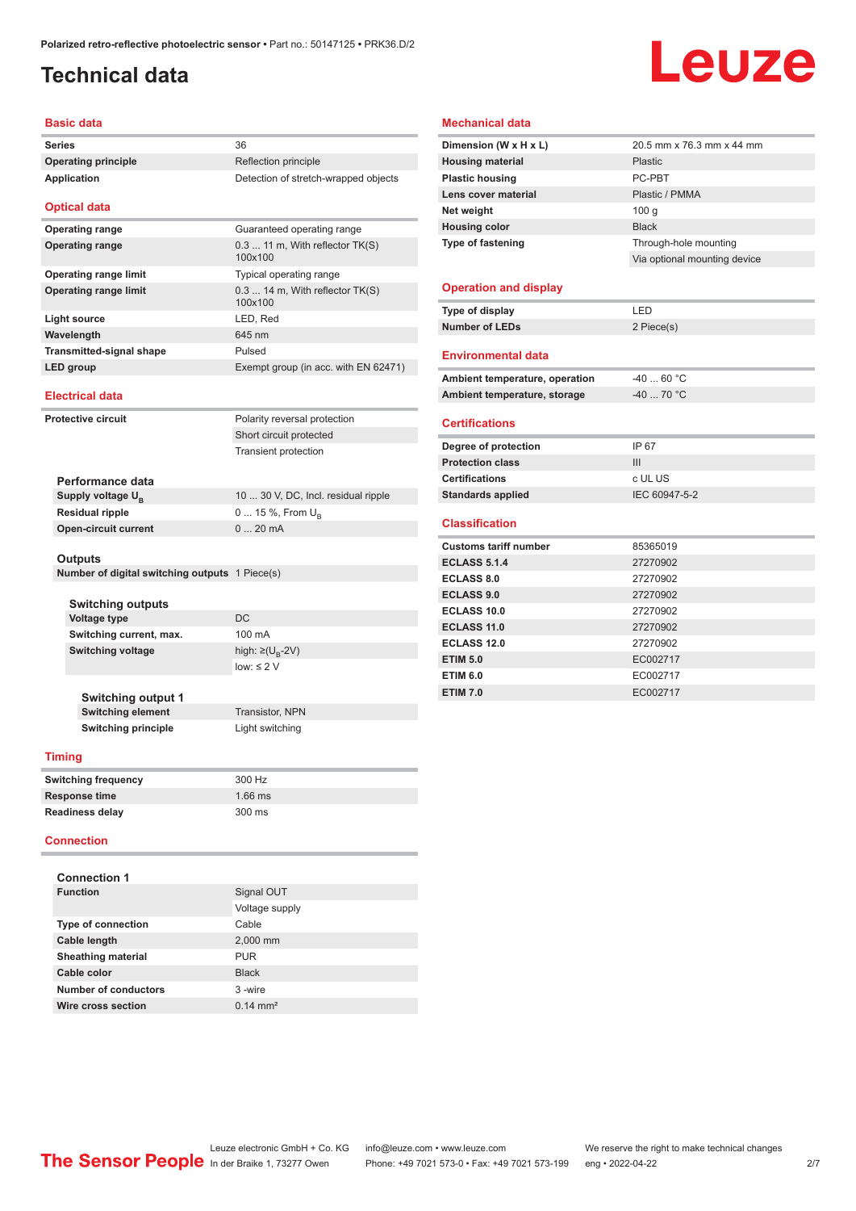# Technical data

## Basic data

| | |
|---|---|
| **Series** | 36 |
| **Operating principle** | Reflection principle |
| **Application** | Detection of stretch-wrapped objects |

## Optical data

| | |
|---|---|
| **Operating range** | Guaranteed operating range |
| **Operating range** | 0.3 ... 11 m, With reflector TK(S) 100x100 |
| **Operating range limit** | Typical operating range |
| **Operating range limit** | 0.3 ... 14 m, With reflector TK(S) 100x100 |
| **Light source** | LED, Red |
| **Wavelength** | 645 nm |
| **Transmitted-signal shape** | Pulsed |
| **LED group** | Exempt group (in acc. with EN 62471) |

## Electrical data

| | |
|---|---|
| **Protective circuit** | Polarity reversal protection |
| | Short circuit protected |
| | Transient protection |

### Performance data

| | |
|---|---|
| **Supply voltage $U_B$** | 10 ... 30 V, DC, Incl. residual ripple |
| **Residual ripple** | 0 ... 15 %, From $U_B$ |
| **Open-circuit current** | 0 ... 20 mA |

### Outputs

| | |
|---|---|
| **Number of digital switching outputs** | 1 Piece(s) |

#### Switching outputs

| | |
|---|---|
| **Voltage type** | DC |
| **Switching current, max.** | 100 mA |
| **Switching voltage** | high: ≥($U_B$-2V) |
| | low: ≤ 2 V |

##### Switching output 1

| | |
|---|---|
| **Switching element** | Transistor, NPN |
| **Switching principle** | Light switching |

## Timing

| | |
|---|---|
| **Switching frequency** | 300 Hz |
| **Response time** | 1.66 ms |
| **Readiness delay** | 300 ms |

## Connection

### Connection 1

| | |
|---|---|
| **Function** | Signal OUT |
| | Voltage supply |
| **Type of connection** | Cable |
| **Cable length** | 2,000 mm |
| **Sheathing material** | PUR |
| **Cable color** | Black |
| **Number of conductors** | 3 -wire |
| **Wire cross section** | 0.14 mm² |

## Mechanical data

| | |
|---|---|
| **Dimension (W x H x L)** | 20.5 mm x 76.3 mm x 44 mm |
| **Housing material** | Plastic |
| **Plastic housing** | PC-PBT |
| **Lens cover material** | Plastic / PMMA |
| **Net weight** | 100 g |
| **Housing color** | Black |
| **Type of fastening** | Through-hole mounting |
| | Via optional mounting device |

## Operation and display

| | |
|---|---|
| **Type of display** | LED |
| **Number of LEDs** | 2 Piece(s) |

## Environmental data

| | |
|---|---|
| **Ambient temperature, operation** | -40 ... 60 °C |
| **Ambient temperature, storage** | -40 ... 70 °C |

## Certifications

| | |
|---|---|
| **Degree of protection** | IP 67 |
| **Protection class** | III |
| **Certifications** | c UL US |
| **Standards applied** | IEC 60947-5-2 |

## Classification

| | |
|---|---|
| **Customs tariff number** | 85365019 |
| **ECLASS 5.1.4** | 27270902 |
| **ECLASS 8.0** | 27270902 |
| **ECLASS 9.0** | 27270902 |
| **ECLASS 10.0** | 27270902 |
| **ECLASS 11.0** | 27270902 |
| **ECLASS 12.0** | 27270902 |
| **ETIM 5.0** | EC002717 |
| **ETIM 6.0** | EC002717 |
| **ETIM 7.0** | EC002717 |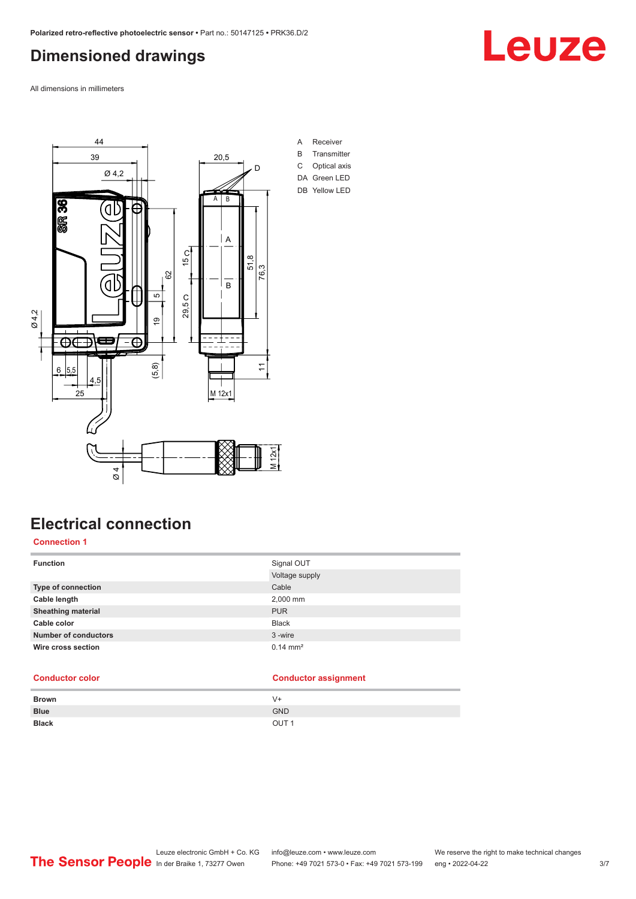# Dimensioned drawings

All dimensions in millimeters

A Receiver
B Transmitter
C Optical axis
DA Green LED
DB Yellow LED

# Electrical connection

## Connection 1

| Function | Signal OUT |
|---|---|
| | Voltage supply |
| Type of connection | Cable |
| Cable length | 2,000 mm |
| Sheathing material | PUR |
| Cable color | Black |
| Number of conductors | 3 -wire |
| Wire cross section | 0.14 mm² |

| Conductor color | Conductor assignment |
|---|---|
| Brown | V+ |
| Blue | GND |
| Black | OUT 1 |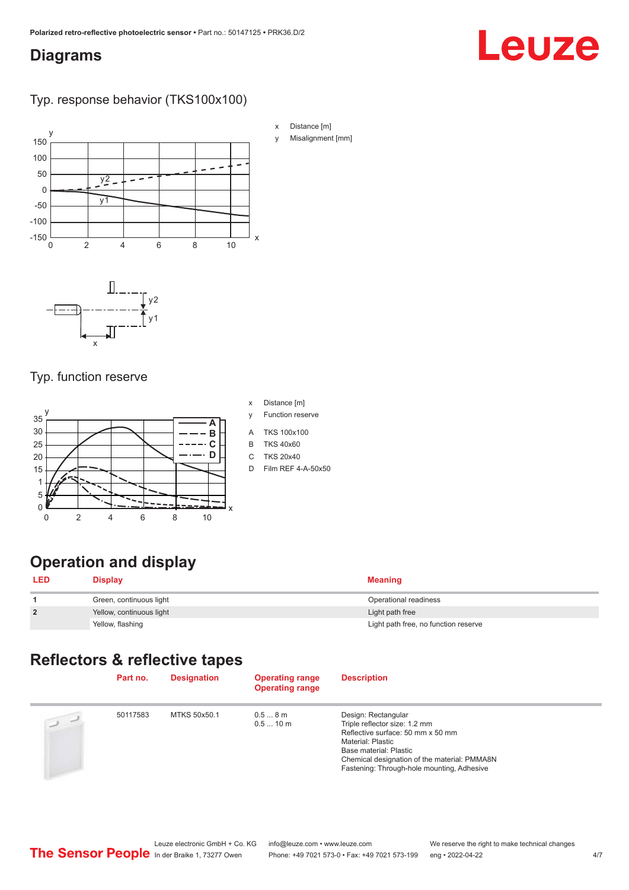## Diagrams

### Typ. response behavior (TKS100x100)

x Distance [m]

y Misalignment [mm]

### Typ. function reserve

x Distance [m]

y Function reserve

A TKS 100x100

B TKS 40x60

C TKS 20x40

D Film REF 4-A-50x50

## Operation and display

| LED | Display | Meaning |
|---|---|---|
| 1 | Green, continuous light | Operational readiness |
| 2 | Yellow, continuous light | Light path free |
| | Yellow, flashing | Light path free, no function reserve |

## Reflectors & reflective tapes

| | Part no. | Designation | Operating range<br>Operating range | Description |
|---|---|---|---|---|
| | 50117583 | MTKS 50x50.1 | 0.5 ... 8 m<br>0.5 ... 10 m | Design: Rectangular<br>Triple reflector size: 1.2 mm<br>Reflective surface: 50 mm x 50 mm<br>Material: Plastic<br>Base material: Plastic<br>Chemical designation of the material: PMMA8N<br>Fastening: Through-hole mounting, Adhesive |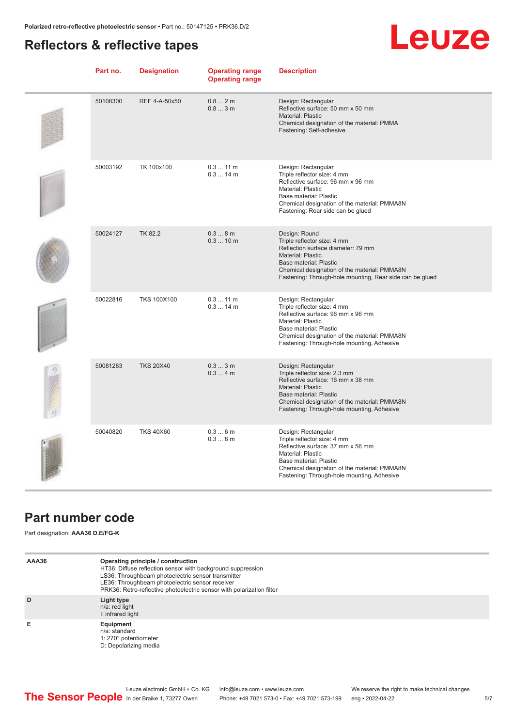## Reflectors & reflective tapes

| Part no. | Designation | Operating range<br>Operating range | Description |
|---|---|---|---|
| 50108300 | REF 4-A-50x50 | 0.8 ... 2 m<br>0.8 ... 3 m | Design: Rectangular<br>Reflective surface: 50 mm x 50 mm<br>Material: Plastic<br>Chemical designation of the material: PMMA<br>Fastening: Self-adhesive |
| 50003192 | TK 100x100 | 0.3 ... 11 m<br>0.3 ... 14 m | Design: Rectangular<br>Triple reflector size: 4 mm<br>Reflective surface: 96 mm x 96 mm<br>Material: Plastic<br>Base material: Plastic<br>Chemical designation of the material: PMMA8N<br>Fastening: Rear side can be glued |
| 50024127 | TK 82.2 | 0.3 ... 8 m<br>0.3 ... 10 m | Design: Round<br>Triple reflector size: 4 mm<br>Reflection surface diameter: 79 mm<br>Material: Plastic<br>Base material: Plastic<br>Chemical designation of the material: PMMA8N<br>Fastening: Through-hole mounting, Rear side can be glued |
| 50022816 | TKS 100X100 | 0.3 ... 11 m<br>0.3 ... 14 m | Design: Rectangular<br>Triple reflector size: 4 mm<br>Reflective surface: 96 mm x 96 mm<br>Material: Plastic<br>Base material: Plastic<br>Chemical designation of the material: PMMA8N<br>Fastening: Through-hole mounting, Adhesive |
| 50081283 | TKS 20X40 | 0.3 ... 3 m<br>0.3 ... 4 m | Design: Rectangular<br>Triple reflector size: 2.3 mm<br>Reflective surface: 16 mm x 38 mm<br>Material: Plastic<br>Base material: Plastic<br>Chemical designation of the material: PMMA8N<br>Fastening: Through-hole mounting, Adhesive |
| 50040820 | TKS 40X60 | 0.3 ... 6 m<br>0.3 ... 8 m | Design: Rectangular<br>Triple reflector size: 4 mm<br>Reflective surface: 37 mm x 56 mm<br>Material: Plastic<br>Base material: Plastic<br>Chemical designation of the material: PMMA8N<br>Fastening: Through-hole mounting, Adhesive |

## Part number code

Part designation: **AAA36 D.E/FG-K**

| | |
|---|---|
| **AAA36** | **Operating principle / construction**<br>HT36: Diffuse reflection sensor with background suppression<br>LS36: Throughbeam photoelectric sensor transmitter<br>LE36: Throughbeam photoelectric sensor receiver<br>PRK36: Retro-reflective photoelectric sensor with polarization filter |
| **D** | **Light type**<br>n/a: red light<br>I: infrared light |
| **E** | **Equipment**<br>n/a: standard<br>1: 270° potentiometer<br>D: Depolarizing media |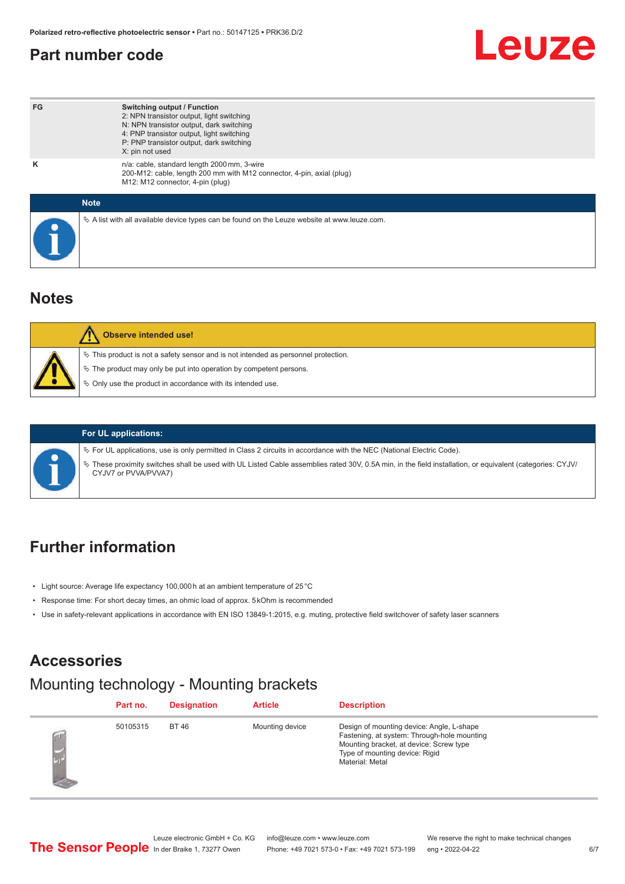## Part number code

| | |
|---|---|
| FG | **Switching output / Function**<br>2: NPN transistor output, light switching<br>N: NPN transistor output, dark switching<br>4: PNP transistor output, light switching<br>P: PNP transistor output, dark switching<br>X: pin not used |
| K | n/a: cable, standard length 2000 mm, 3-wire<br>200-M12: cable, length 200 mm with M12 connector, 4-pin, axial (plug)<br>M12: M12 connector, 4-pin (plug) |

**Note**

- A list with all available device types can be found on the Leuze website at www.leuze.com.

## Notes

**Observe intended use!**

- This product is not a safety sensor and is not intended as personnel protection.
- The product may only be put into operation by competent persons.
- Only use the product in accordance with its intended use.

**For UL applications:**

- For UL applications, use is only permitted in Class 2 circuits in accordance with the NEC (National Electric Code).
- These proximity switches shall be used with UL Listed Cable assemblies rated 30V, 0.5A min, in the field installation, or equivalent (categories: CYJV/CYJV7 or PVVA/PVVA7)

## Further information

- Light source: Average life expectancy 100,000 h at an ambient temperature of 25 °C
- Response time: For short decay times, an ohmic load of approx. 5 kOhm is recommended
- Use in safety-relevant applications in accordance with EN ISO 13849-1:2015, e.g. muting, protective field switchover of safety laser scanners

## Accessories

### Mounting technology - Mounting brackets

| Part no. | Designation | Article | Description |
|---|---|---|---|
| 50105315 | BT 46 | Mounting device | Design of mounting device: Angle, L-shape<br>Fastening, at system: Through-hole mounting<br>Mounting bracket, at device: Screw type<br>Type of mounting device: Rigid<br>Material: Metal |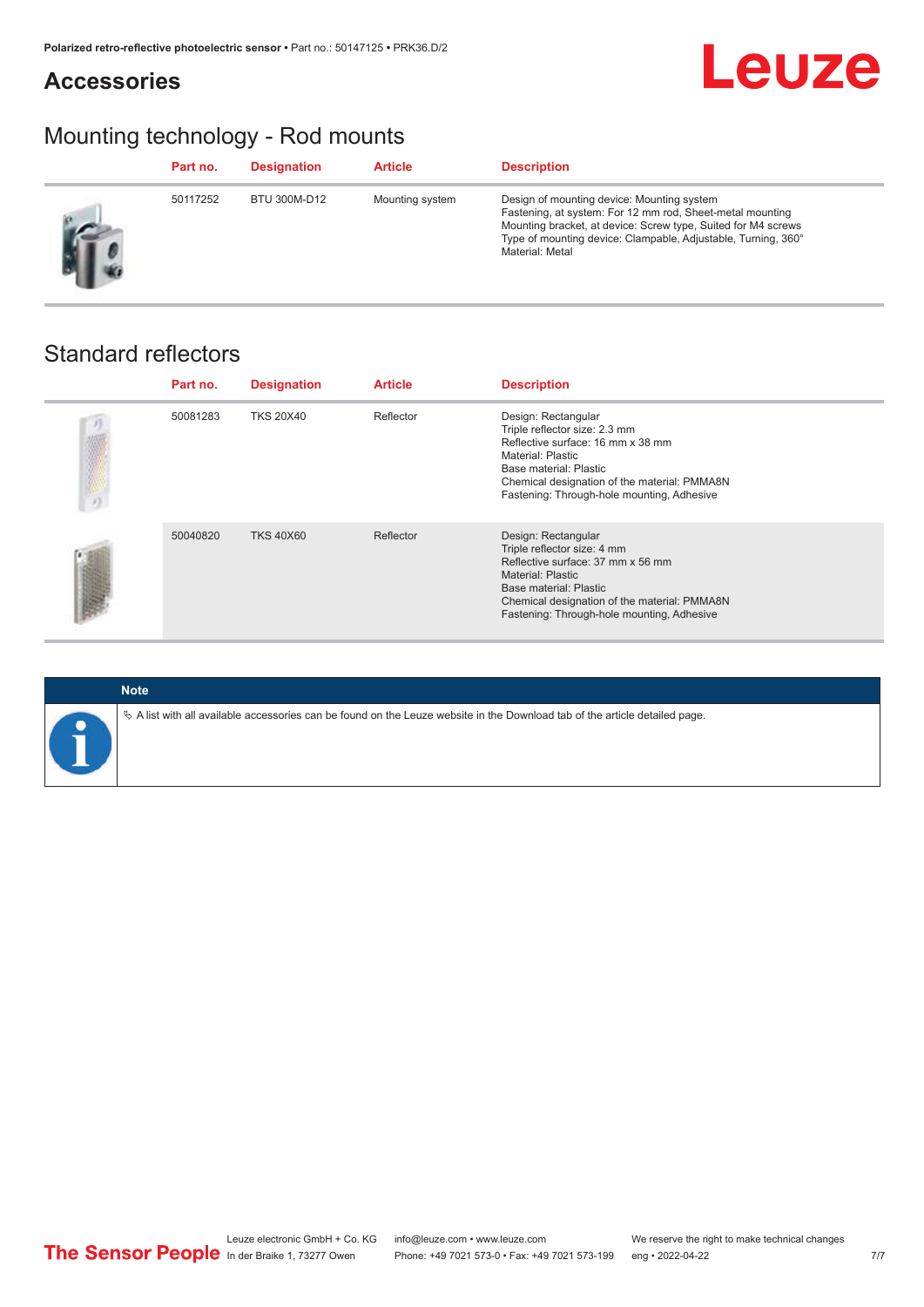## Accessories

### Mounting technology - Rod mounts

| | Part no. | Designation | Article | Description |
|---|---|---|---|---|
| | 50117252 | BTU 300M-D12 | Mounting system | Design of mounting device: Mounting system<br>Fastening, at system: For 12 mm rod, Sheet-metal mounting<br>Mounting bracket, at device: Screw type, Suited for M4 screws<br>Type of mounting device: Clampable, Adjustable, Turning, 360°<br>Material: Metal |

### Standard reflectors

| | Part no. | Designation | Article | Description |
|---|---|---|---|---|
| | 50081283 | TKS 20X40 | Reflector | Design: Rectangular<br>Triple reflector size: 2.3 mm<br>Reflective surface: 16 mm x 38 mm<br>Material: Plastic<br>Base material: Plastic<br>Chemical designation of the material: PMMA8N<br>Fastening: Through-hole mounting, Adhesive |
| | 50040820 | TKS 40X60 | Reflector | Design: Rectangular<br>Triple reflector size: 4 mm<br>Reflective surface: 37 mm x 56 mm<br>Material: Plastic<br>Base material: Plastic<br>Chemical designation of the material: PMMA8N<br>Fastening: Through-hole mounting, Adhesive |

**Note**

A list with all available accessories can be found on the Leuze website in the Download tab of the article detailed page.